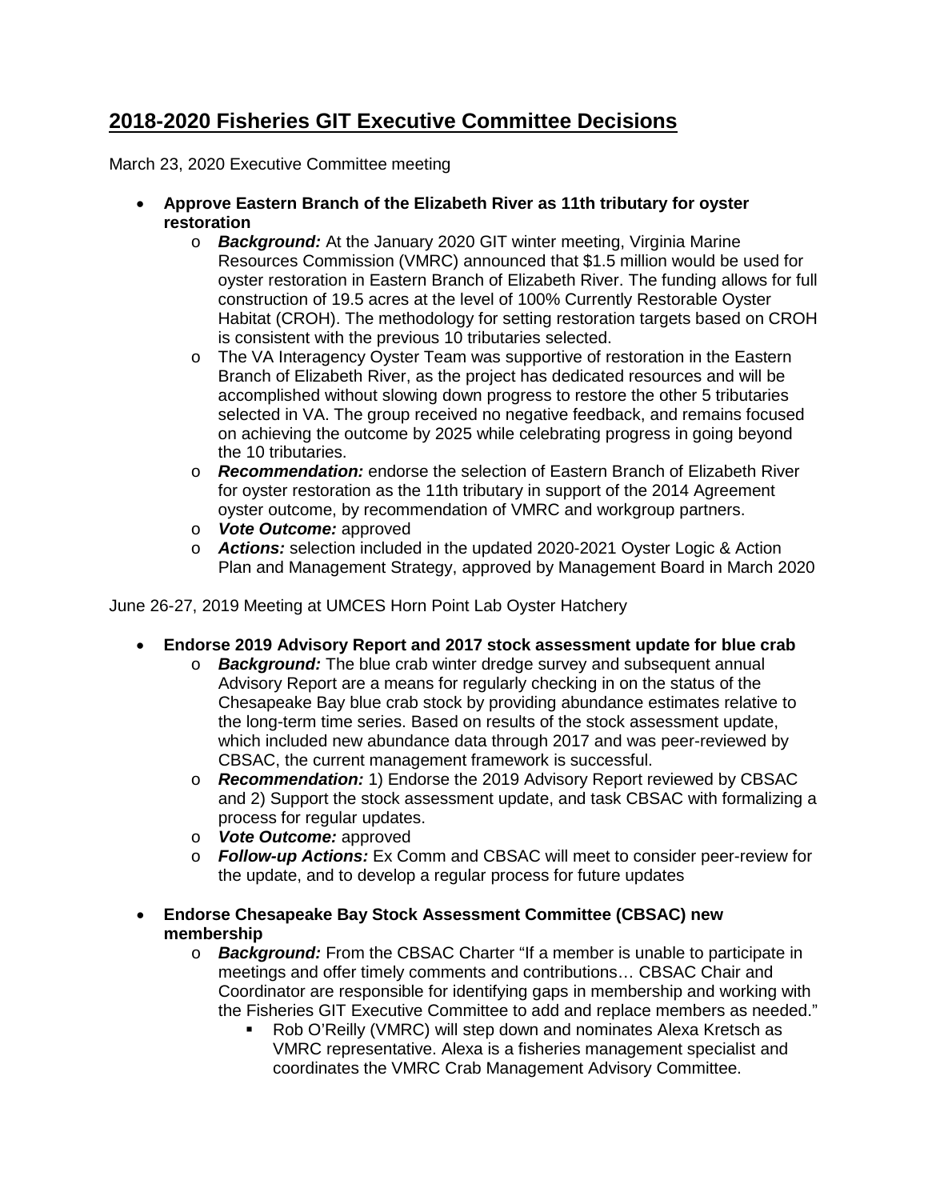# 2018-2020 Fisheries GIT Executive Committee Decisions

March 23, 2020 Executive Committee meeting

- **Approve Eastern Branch of the Elizabeth River as 11th tributary for oyster restoration**
  - ***Background:*** At the January 2020 GIT winter meeting, Virginia Marine Resources Commission (VMRC) announced that $1.5 million would be used for oyster restoration in Eastern Branch of Elizabeth River. The funding allows for full construction of 19.5 acres at the level of 100% Currently Restorable Oyster Habitat (CROH). The methodology for setting restoration targets based on CROH is consistent with the previous 10 tributaries selected.
  - The VA Interagency Oyster Team was supportive of restoration in the Eastern Branch of Elizabeth River, as the project has dedicated resources and will be accomplished without slowing down progress to restore the other 5 tributaries selected in VA. The group received no negative feedback, and remains focused on achieving the outcome by 2025 while celebrating progress in going beyond the 10 tributaries.
  - ***Recommendation:*** endorse the selection of Eastern Branch of Elizabeth River for oyster restoration as the 11th tributary in support of the 2014 Agreement oyster outcome, by recommendation of VMRC and workgroup partners.
  - ***Vote Outcome:*** approved
  - ***Actions:*** selection included in the updated 2020-2021 Oyster Logic & Action Plan and Management Strategy, approved by Management Board in March 2020

June 26-27, 2019 Meeting at UMCES Horn Point Lab Oyster Hatchery

- **Endorse 2019 Advisory Report and 2017 stock assessment update for blue crab**
  - ***Background:*** The blue crab winter dredge survey and subsequent annual Advisory Report are a means for regularly checking in on the status of the Chesapeake Bay blue crab stock by providing abundance estimates relative to the long-term time series. Based on results of the stock assessment update, which included new abundance data through 2017 and was peer-reviewed by CBSAC, the current management framework is successful.
  - ***Recommendation:*** 1) Endorse the 2019 Advisory Report reviewed by CBSAC and 2) Support the stock assessment update, and task CBSAC with formalizing a process for regular updates.
  - ***Vote Outcome:*** approved
  - ***Follow-up Actions:*** Ex Comm and CBSAC will meet to consider peer-review for the update, and to develop a regular process for future updates

- **Endorse Chesapeake Bay Stock Assessment Committee (CBSAC) new membership**
  - ***Background:*** From the CBSAC Charter "If a member is unable to participate in meetings and offer timely comments and contributions… CBSAC Chair and Coordinator are responsible for identifying gaps in membership and working with the Fisheries GIT Executive Committee to add and replace members as needed."
    - Rob O'Reilly (VMRC) will step down and nominates Alexa Kretsch as VMRC representative. Alexa is a fisheries management specialist and coordinates the VMRC Crab Management Advisory Committee.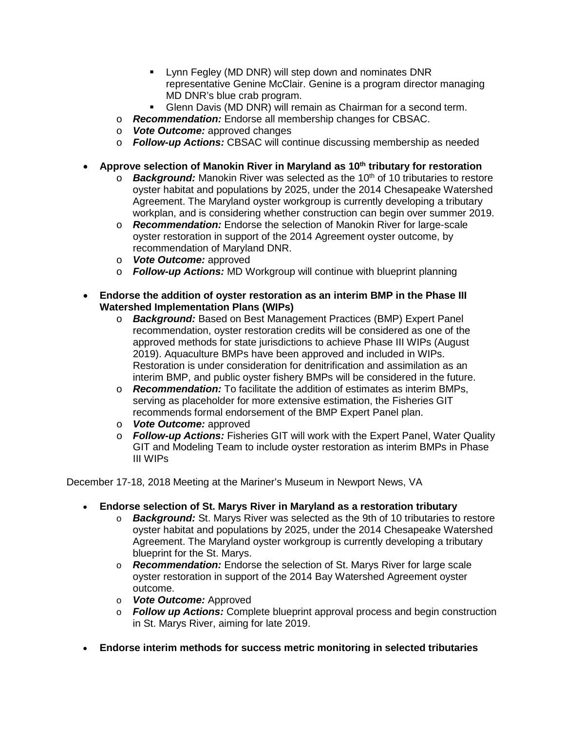- Lynn Fegley (MD DNR) will step down and nominates DNR representative Genine McClair. Genine is a program director managing MD DNR's blue crab program.
    - Glenn Davis (MD DNR) will remain as Chairman for a second term.
  - ***Recommendation:*** Endorse all membership changes for CBSAC.
  - ***Vote Outcome:*** approved changes
  - ***Follow-up Actions:*** CBSAC will continue discussing membership as needed

- **Approve selection of Manokin River in Maryland as 10th tributary for restoration**
  - ***Background:*** Manokin River was selected as the 10th of 10 tributaries to restore oyster habitat and populations by 2025, under the 2014 Chesapeake Watershed Agreement. The Maryland oyster workgroup is currently developing a tributary workplan, and is considering whether construction can begin over summer 2019.
  - ***Recommendation:*** Endorse the selection of Manokin River for large-scale oyster restoration in support of the 2014 Agreement oyster outcome, by recommendation of Maryland DNR.
  - ***Vote Outcome:*** approved
  - ***Follow-up Actions:*** MD Workgroup will continue with blueprint planning

- **Endorse the addition of oyster restoration as an interim BMP in the Phase III Watershed Implementation Plans (WIPs)**
  - ***Background:*** Based on Best Management Practices (BMP) Expert Panel recommendation, oyster restoration credits will be considered as one of the approved methods for state jurisdictions to achieve Phase III WIPs (August 2019). Aquaculture BMPs have been approved and included in WIPs. Restoration is under consideration for denitrification and assimilation as an interim BMP, and public oyster fishery BMPs will be considered in the future.
  - ***Recommendation:*** To facilitate the addition of estimates as interim BMPs, serving as placeholder for more extensive estimation, the Fisheries GIT recommends formal endorsement of the BMP Expert Panel plan.
  - ***Vote Outcome:*** approved
  - ***Follow-up Actions:*** Fisheries GIT will work with the Expert Panel, Water Quality GIT and Modeling Team to include oyster restoration as interim BMPs in Phase III WIPs

December 17-18, 2018 Meeting at the Mariner's Museum in Newport News, VA

- **Endorse selection of St. Marys River in Maryland as a restoration tributary**
  - ***Background:*** St. Marys River was selected as the 9th of 10 tributaries to restore oyster habitat and populations by 2025, under the 2014 Chesapeake Watershed Agreement. The Maryland oyster workgroup is currently developing a tributary blueprint for the St. Marys.
  - ***Recommendation:*** Endorse the selection of St. Marys River for large scale oyster restoration in support of the 2014 Bay Watershed Agreement oyster outcome.
  - ***Vote Outcome:*** Approved
  - ***Follow up Actions:*** Complete blueprint approval process and begin construction in St. Marys River, aiming for late 2019.

- **Endorse interim methods for success metric monitoring in selected tributaries**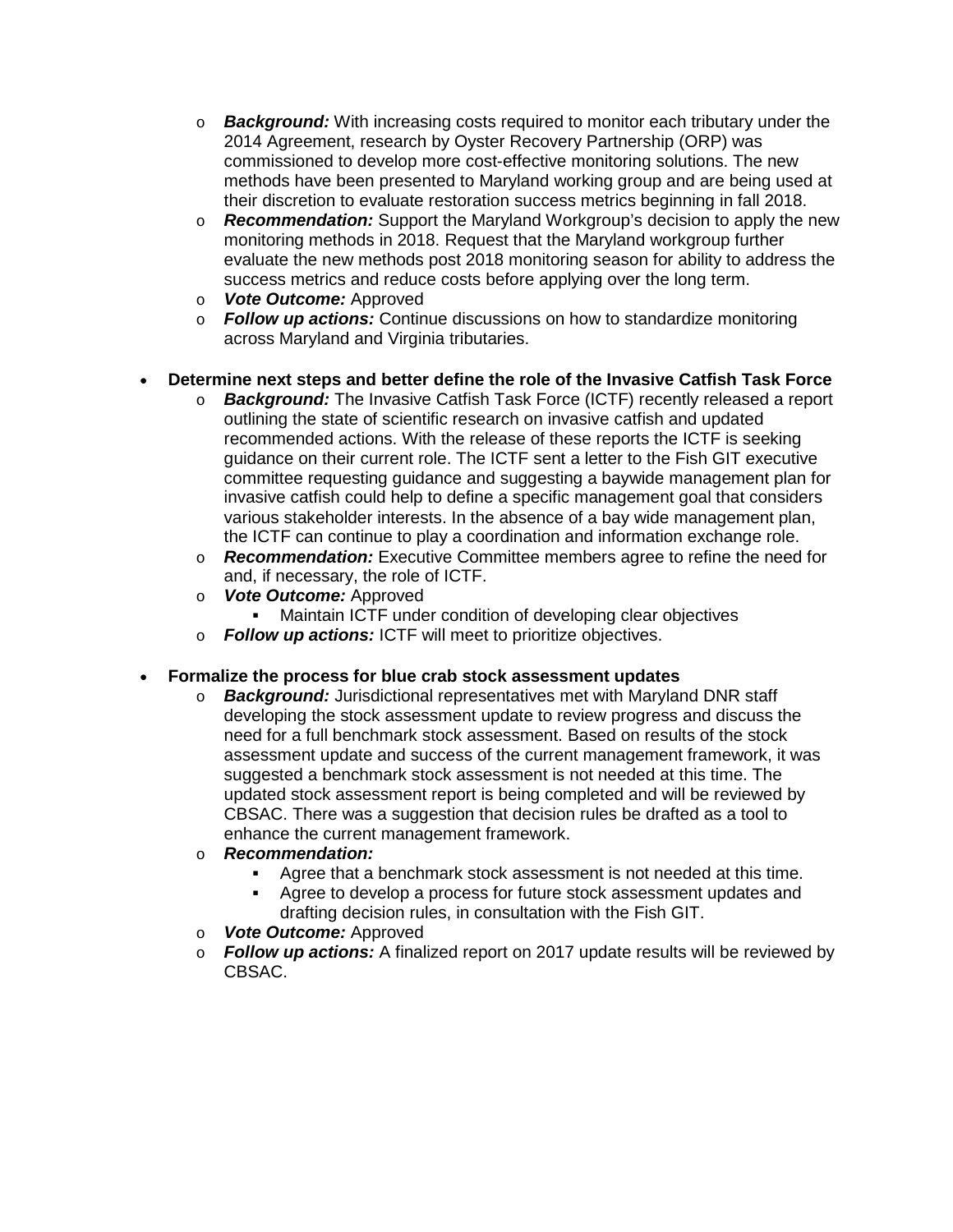- ***Background:*** With increasing costs required to monitor each tributary under the 2014 Agreement, research by Oyster Recovery Partnership (ORP) was commissioned to develop more cost-effective monitoring solutions. The new methods have been presented to Maryland working group and are being used at their discretion to evaluate restoration success metrics beginning in fall 2018.
  - ***Recommendation:*** Support the Maryland Workgroup's decision to apply the new monitoring methods in 2018. Request that the Maryland workgroup further evaluate the new methods post 2018 monitoring season for ability to address the success metrics and reduce costs before applying over the long term.
  - ***Vote Outcome:*** Approved
  - ***Follow up actions:*** Continue discussions on how to standardize monitoring across Maryland and Virginia tributaries.

- **Determine next steps and better define the role of the Invasive Catfish Task Force**
  - ***Background:*** The Invasive Catfish Task Force (ICTF) recently released a report outlining the state of scientific research on invasive catfish and updated recommended actions. With the release of these reports the ICTF is seeking guidance on their current role. The ICTF sent a letter to the Fish GIT executive committee requesting guidance and suggesting a baywide management plan for invasive catfish could help to define a specific management goal that considers various stakeholder interests. In the absence of a bay wide management plan, the ICTF can continue to play a coordination and information exchange role.
  - ***Recommendation:*** Executive Committee members agree to refine the need for and, if necessary, the role of ICTF.
  - ***Vote Outcome:*** Approved
    - Maintain ICTF under condition of developing clear objectives
  - ***Follow up actions:*** ICTF will meet to prioritize objectives.

- **Formalize the process for blue crab stock assessment updates**
  - ***Background:*** Jurisdictional representatives met with Maryland DNR staff developing the stock assessment update to review progress and discuss the need for a full benchmark stock assessment. Based on results of the stock assessment update and success of the current management framework, it was suggested a benchmark stock assessment is not needed at this time. The updated stock assessment report is being completed and will be reviewed by CBSAC. There was a suggestion that decision rules be drafted as a tool to enhance the current management framework.
  - ***Recommendation:***
    - Agree that a benchmark stock assessment is not needed at this time.
    - Agree to develop a process for future stock assessment updates and drafting decision rules, in consultation with the Fish GIT.
  - ***Vote Outcome:*** Approved
  - ***Follow up actions:*** A finalized report on 2017 update results will be reviewed by CBSAC.